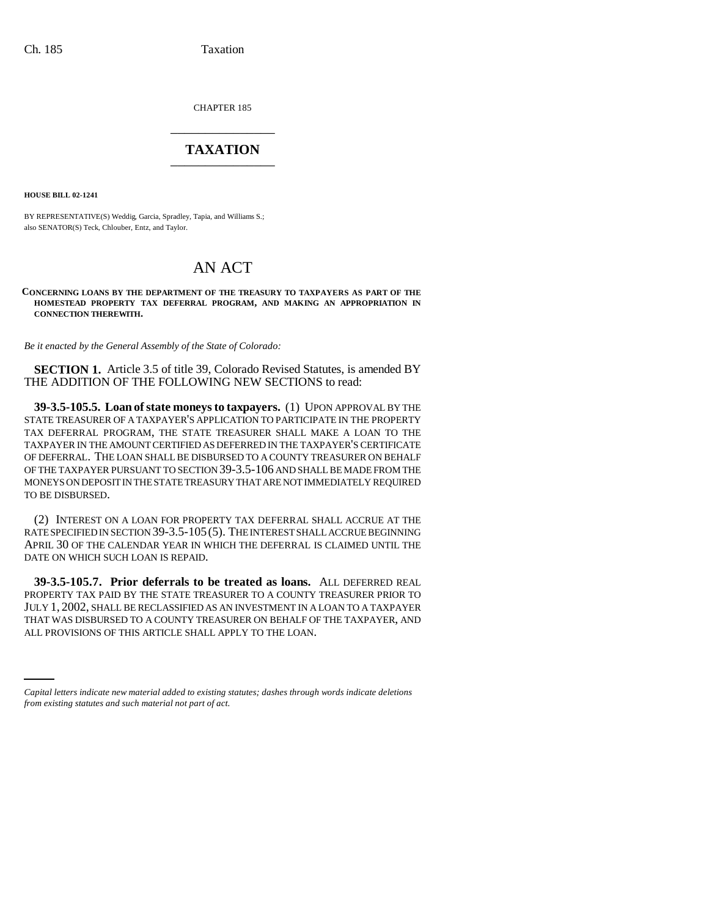CHAPTER 185

# TAXATION

**HOUSE BILL 02-1241**

BY REPRESENTATIVE(S) Weddig, Garcia, Spradley, Tapia, and Williams S.;
also SENATOR(S) Teck, Chlouber, Entz, and Taylor.

# AN ACT

**CONCERNING LOANS BY THE DEPARTMENT OF THE TREASURY TO TAXPAYERS AS PART OF THE HOMESTEAD PROPERTY TAX DEFERRAL PROGRAM, AND MAKING AN APPROPRIATION IN CONNECTION THEREWITH.**

*Be it enacted by the General Assembly of the State of Colorado:*

**SECTION 1.** Article 3.5 of title 39, Colorado Revised Statutes, is amended BY THE ADDITION OF THE FOLLOWING NEW SECTIONS to read:

**39-3.5-105.5. Loan of state moneys to taxpayers.** (1) UPON APPROVAL BY THE STATE TREASURER OF A TAXPAYER'S APPLICATION TO PARTICIPATE IN THE PROPERTY TAX DEFERRAL PROGRAM, THE STATE TREASURER SHALL MAKE A LOAN TO THE TAXPAYER IN THE AMOUNT CERTIFIED AS DEFERRED IN THE TAXPAYER'S CERTIFICATE OF DEFERRAL. THE LOAN SHALL BE DISBURSED TO A COUNTY TREASURER ON BEHALF OF THE TAXPAYER PURSUANT TO SECTION 39-3.5-106 AND SHALL BE MADE FROM THE MONEYS ON DEPOSIT IN THE STATE TREASURY THAT ARE NOT IMMEDIATELY REQUIRED TO BE DISBURSED.

(2) INTEREST ON A LOAN FOR PROPERTY TAX DEFERRAL SHALL ACCRUE AT THE RATE SPECIFIED IN SECTION 39-3.5-105 (5). THE INTEREST SHALL ACCRUE BEGINNING APRIL 30 OF THE CALENDAR YEAR IN WHICH THE DEFERRAL IS CLAIMED UNTIL THE DATE ON WHICH SUCH LOAN IS REPAID.

**39-3.5-105.7. Prior deferrals to be treated as loans.** ALL DEFERRED REAL PROPERTY TAX PAID BY THE STATE TREASURER TO A COUNTY TREASURER PRIOR TO JULY 1, 2002, SHALL BE RECLASSIFIED AS AN INVESTMENT IN A LOAN TO A TAXPAYER THAT WAS DISBURSED TO A COUNTY TREASURER ON BEHALF OF THE TAXPAYER, AND ALL PROVISIONS OF THIS ARTICLE SHALL APPLY TO THE LOAN.

*Capital letters indicate new material added to existing statutes; dashes through words indicate deletions from existing statutes and such material not part of act.*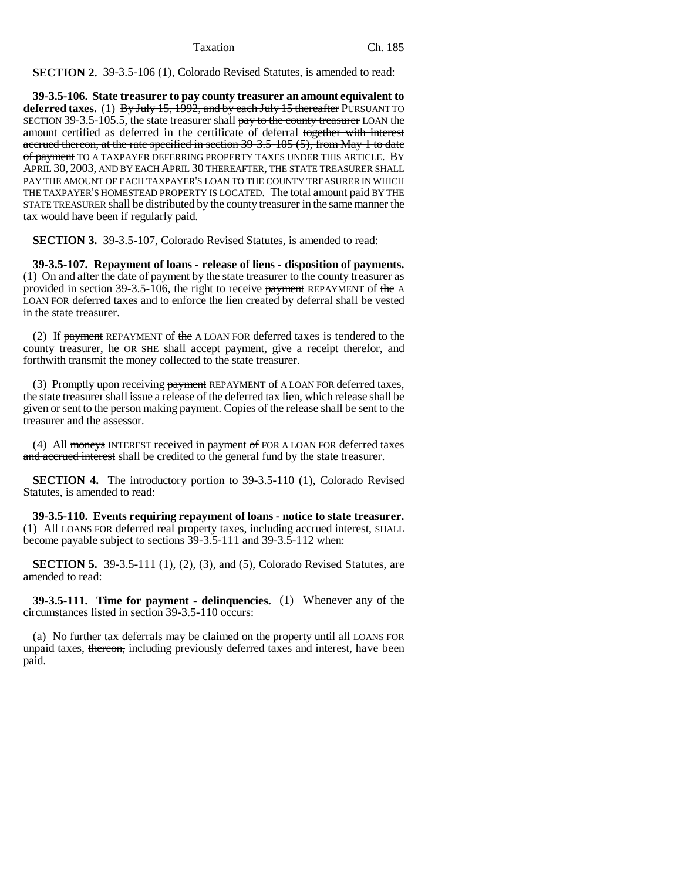**SECTION 2.** 39-3.5-106 (1), Colorado Revised Statutes, is amended to read:

**39-3.5-106. State treasurer to pay county treasurer an amount equivalent to deferred taxes.** (1) ~~By July 15, 1992, and by each July 15 thereafter~~ PURSUANT TO SECTION 39-3.5-105.5, the state treasurer shall ~~pay to the county treasurer~~ LOAN the amount certified as deferred in the certificate of deferral ~~together with interest accrued thereon, at the rate specified in section 39-3.5-105 (5), from May 1 to date of payment~~ TO A TAXPAYER DEFERRING PROPERTY TAXES UNDER THIS ARTICLE. BY APRIL 30, 2003, AND BY EACH APRIL 30 THEREAFTER, THE STATE TREASURER SHALL PAY THE AMOUNT OF EACH TAXPAYER'S LOAN TO THE COUNTY TREASURER IN WHICH THE TAXPAYER'S HOMESTEAD PROPERTY IS LOCATED. The total amount paid BY THE STATE TREASURER shall be distributed by the county treasurer in the same manner the tax would have been if regularly paid.

**SECTION 3.** 39-3.5-107, Colorado Revised Statutes, is amended to read:

**39-3.5-107. Repayment of loans - release of liens - disposition of payments.** (1) On and after the date of payment by the state treasurer to the county treasurer as provided in section 39-3.5-106, the right to receive ~~payment~~ REPAYMENT of ~~the~~ A LOAN FOR deferred taxes and to enforce the lien created by deferral shall be vested in the state treasurer.

(2) If ~~payment~~ REPAYMENT of ~~the~~ A LOAN FOR deferred taxes is tendered to the county treasurer, he OR SHE shall accept payment, give a receipt therefor, and forthwith transmit the money collected to the state treasurer.

(3) Promptly upon receiving ~~payment~~ REPAYMENT of A LOAN FOR deferred taxes, the state treasurer shall issue a release of the deferred tax lien, which release shall be given or sent to the person making payment. Copies of the release shall be sent to the treasurer and the assessor.

(4) All ~~moneys~~ INTEREST received in payment ~~of~~ FOR A LOAN FOR deferred taxes ~~and accrued interest~~ shall be credited to the general fund by the state treasurer.

**SECTION 4.** The introductory portion to 39-3.5-110 (1), Colorado Revised Statutes, is amended to read:

**39-3.5-110. Events requiring repayment of loans - notice to state treasurer.** (1) All LOANS FOR deferred real property taxes, including accrued interest, SHALL become payable subject to sections 39-3.5-111 and 39-3.5-112 when:

**SECTION 5.** 39-3.5-111 (1), (2), (3), and (5), Colorado Revised Statutes, are amended to read:

**39-3.5-111. Time for payment - delinquencies.** (1) Whenever any of the circumstances listed in section 39-3.5-110 occurs:

(a) No further tax deferrals may be claimed on the property until all LOANS FOR unpaid taxes, ~~thereon,~~ including previously deferred taxes and interest, have been paid.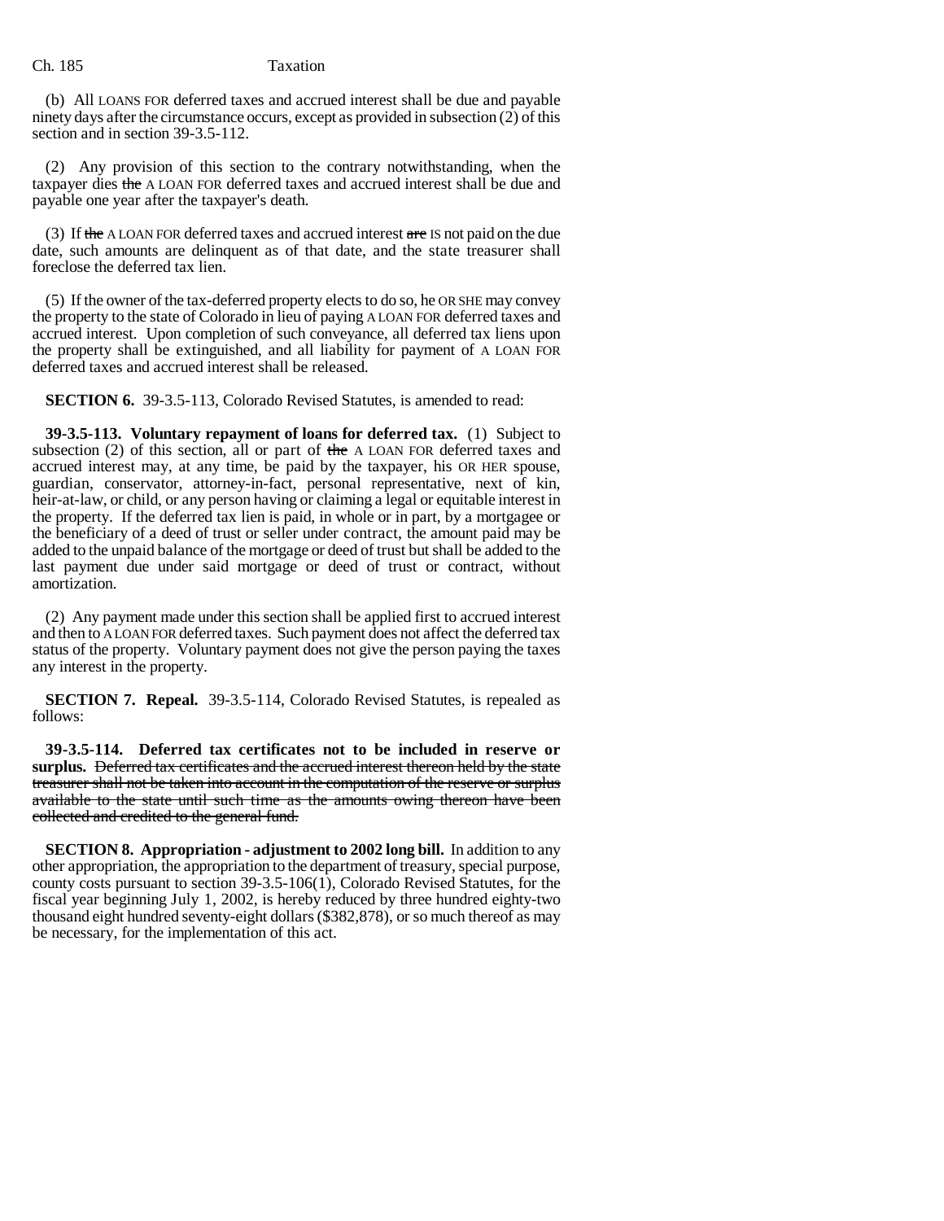(b) All LOANS FOR deferred taxes and accrued interest shall be due and payable ninety days after the circumstance occurs, except as provided in subsection (2) of this section and in section 39-3.5-112.

(2) Any provision of this section to the contrary notwithstanding, when the taxpayer dies ~~the~~ A LOAN FOR deferred taxes and accrued interest shall be due and payable one year after the taxpayer's death.

(3) If ~~the~~ A LOAN FOR deferred taxes and accrued interest ~~are~~ IS not paid on the due date, such amounts are delinquent as of that date, and the state treasurer shall foreclose the deferred tax lien.

(5) If the owner of the tax-deferred property elects to do so, he OR SHE may convey the property to the state of Colorado in lieu of paying A LOAN FOR deferred taxes and accrued interest. Upon completion of such conveyance, all deferred tax liens upon the property shall be extinguished, and all liability for payment of A LOAN FOR deferred taxes and accrued interest shall be released.

**SECTION 6.** 39-3.5-113, Colorado Revised Statutes, is amended to read:

**39-3.5-113. Voluntary repayment of loans for deferred tax.** (1) Subject to subsection (2) of this section, all or part of ~~the~~ A LOAN FOR deferred taxes and accrued interest may, at any time, be paid by the taxpayer, his OR HER spouse, guardian, conservator, attorney-in-fact, personal representative, next of kin, heir-at-law, or child, or any person having or claiming a legal or equitable interest in the property. If the deferred tax lien is paid, in whole or in part, by a mortgagee or the beneficiary of a deed of trust or seller under contract, the amount paid may be added to the unpaid balance of the mortgage or deed of trust but shall be added to the last payment due under said mortgage or deed of trust or contract, without amortization.

(2) Any payment made under this section shall be applied first to accrued interest and then to A LOAN FOR deferred taxes. Such payment does not affect the deferred tax status of the property. Voluntary payment does not give the person paying the taxes any interest in the property.

**SECTION 7. Repeal.** 39-3.5-114, Colorado Revised Statutes, is repealed as follows:

**39-3.5-114. Deferred tax certificates not to be included in reserve or surplus.** ~~Deferred tax certificates and the accrued interest thereon held by the state treasurer shall not be taken into account in the computation of the reserve or surplus available to the state until such time as the amounts owing thereon have been collected and credited to the general fund.~~

**SECTION 8. Appropriation - adjustment to 2002 long bill.** In addition to any other appropriation, the appropriation to the department of treasury, special purpose, county costs pursuant to section 39-3.5-106(1), Colorado Revised Statutes, for the fiscal year beginning July 1, 2002, is hereby reduced by three hundred eighty-two thousand eight hundred seventy-eight dollars ($382,878), or so much thereof as may be necessary, for the implementation of this act.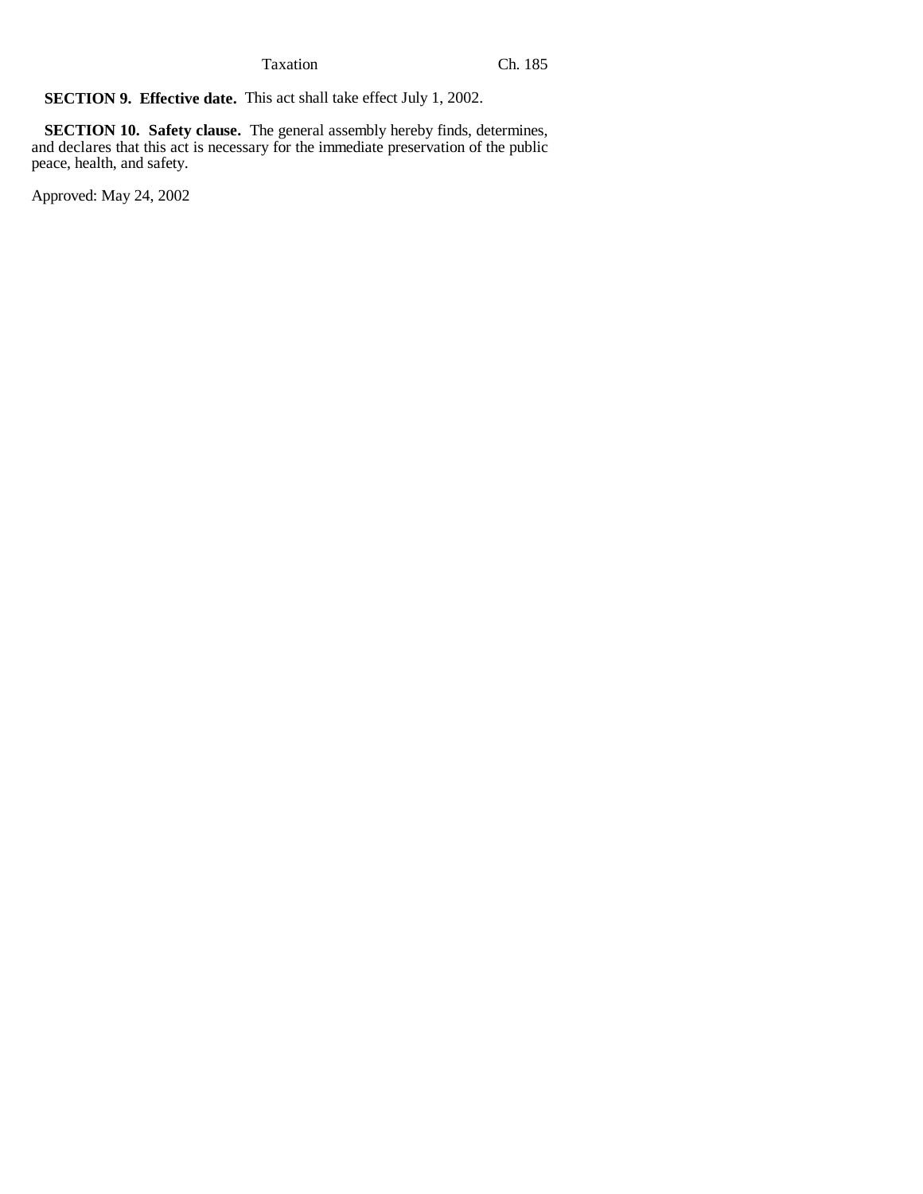**SECTION 9. Effective date.** This act shall take effect July 1, 2002.

**SECTION 10. Safety clause.** The general assembly hereby finds, determines, and declares that this act is necessary for the immediate preservation of the public peace, health, and safety.

Approved: May 24, 2002